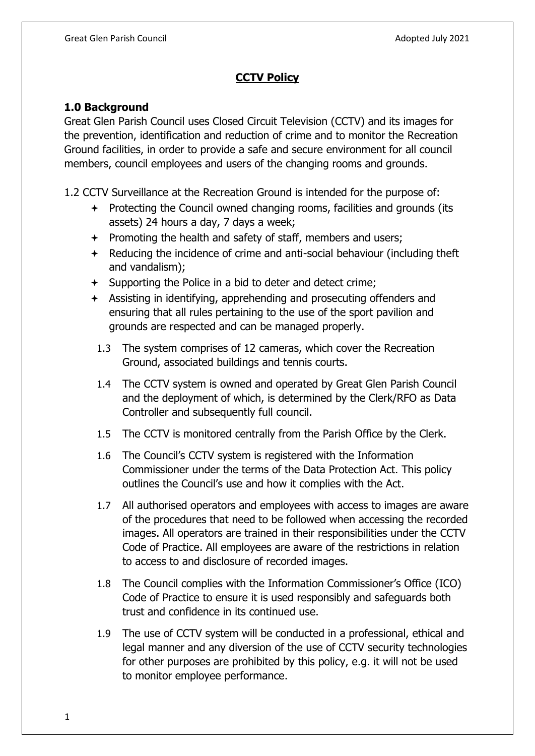# CCTV Policy

## 1.0 Background

Great Glen Parish Council uses Closed Circuit Television (CCTV) and its images for the prevention, identification and reduction of crime and to monitor the Recreation Ground facilities, in order to provide a safe and secure environment for all council members, council employees and users of the changing rooms and grounds.

1.2 CCTV Surveillance at the Recreation Ground is intended for the purpose of:

- Protecting the Council owned changing rooms, facilities and grounds (its assets) 24 hours a day, 7 days a week;
- Promoting the health and safety of staff, members and users;
- Reducing the incidence of crime and anti-social behaviour (including theft and vandalism);
- Supporting the Police in a bid to deter and detect crime;
- Assisting in identifying, apprehending and prosecuting offenders and ensuring that all rules pertaining to the use of the sport pavilion and grounds are respected and can be managed properly.

1.3 The system comprises of 12 cameras, which cover the Recreation Ground, associated buildings and tennis courts.

1.4 The CCTV system is owned and operated by Great Glen Parish Council and the deployment of which, is determined by the Clerk/RFO as Data Controller and subsequently full council.

1.5 The CCTV is monitored centrally from the Parish Office by the Clerk.

1.6 The Council's CCTV system is registered with the Information Commissioner under the terms of the Data Protection Act. This policy outlines the Council's use and how it complies with the Act.

1.7 All authorised operators and employees with access to images are aware of the procedures that need to be followed when accessing the recorded images. All operators are trained in their responsibilities under the CCTV Code of Practice. All employees are aware of the restrictions in relation to access to and disclosure of recorded images.

1.8 The Council complies with the Information Commissioner's Office (ICO) Code of Practice to ensure it is used responsibly and safeguards both trust and confidence in its continued use.

1.9 The use of CCTV system will be conducted in a professional, ethical and legal manner and any diversion of the use of CCTV security technologies for other purposes are prohibited by this policy, e.g. it will not be used to monitor employee performance.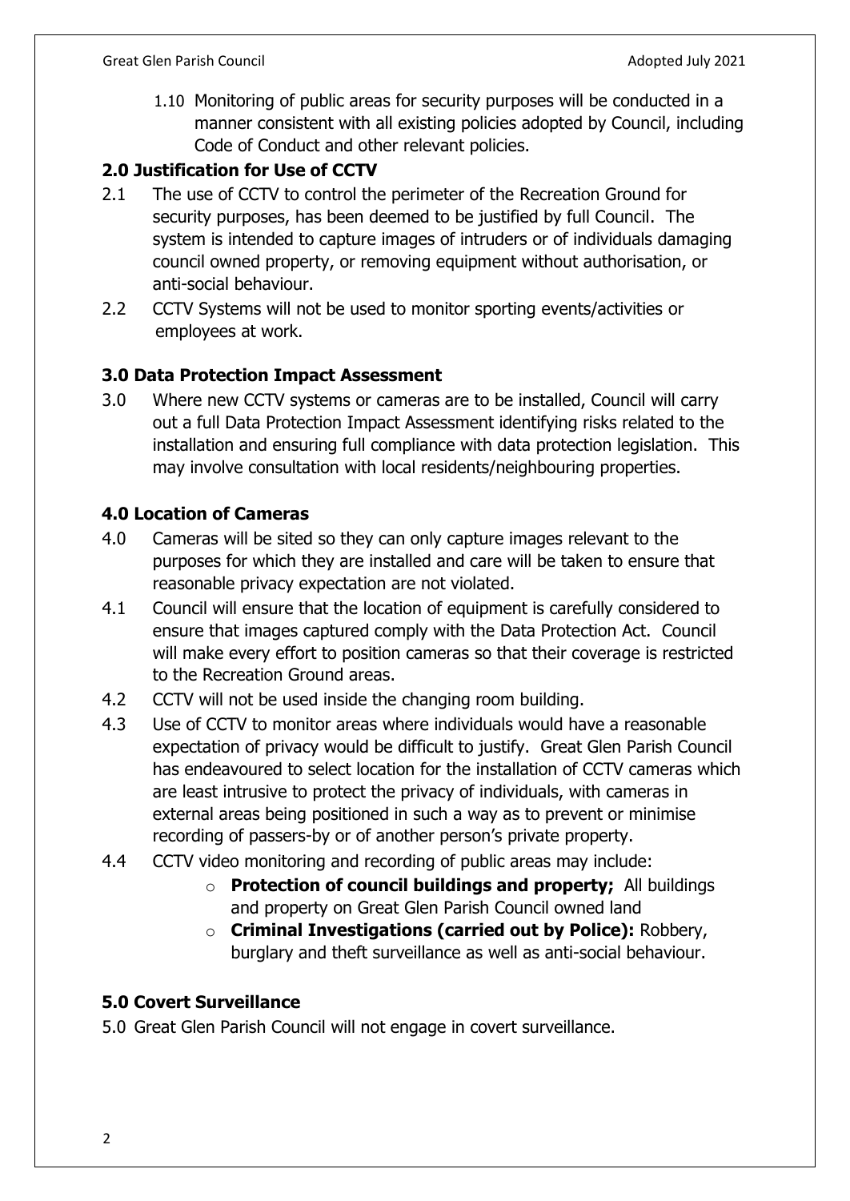1.10 Monitoring of public areas for security purposes will be conducted in a manner consistent with all existing policies adopted by Council, including Code of Conduct and other relevant policies.

## 2.0 Justification for Use of CCTV

2.1 The use of CCTV to control the perimeter of the Recreation Ground for security purposes, has been deemed to be justified by full Council. The system is intended to capture images of intruders or of individuals damaging council owned property, or removing equipment without authorisation, or anti-social behaviour.

2.2 CCTV Systems will not be used to monitor sporting events/activities or employees at work.

## 3.0 Data Protection Impact Assessment

3.0 Where new CCTV systems or cameras are to be installed, Council will carry out a full Data Protection Impact Assessment identifying risks related to the installation and ensuring full compliance with data protection legislation. This may involve consultation with local residents/neighbouring properties.

## 4.0 Location of Cameras

4.0 Cameras will be sited so they can only capture images relevant to the purposes for which they are installed and care will be taken to ensure that reasonable privacy expectation are not violated.

4.1 Council will ensure that the location of equipment is carefully considered to ensure that images captured comply with the Data Protection Act. Council will make every effort to position cameras so that their coverage is restricted to the Recreation Ground areas.

4.2 CCTV will not be used inside the changing room building.

4.3 Use of CCTV to monitor areas where individuals would have a reasonable expectation of privacy would be difficult to justify. Great Glen Parish Council has endeavoured to select location for the installation of CCTV cameras which are least intrusive to protect the privacy of individuals, with cameras in external areas being positioned in such a way as to prevent or minimise recording of passers-by or of another person's private property.

4.4 CCTV video monitoring and recording of public areas may include:

- **Protection of council buildings and property;** All buildings and property on Great Glen Parish Council owned land
- **Criminal Investigations (carried out by Police):** Robbery, burglary and theft surveillance as well as anti-social behaviour.

## 5.0 Covert Surveillance

5.0 Great Glen Parish Council will not engage in covert surveillance.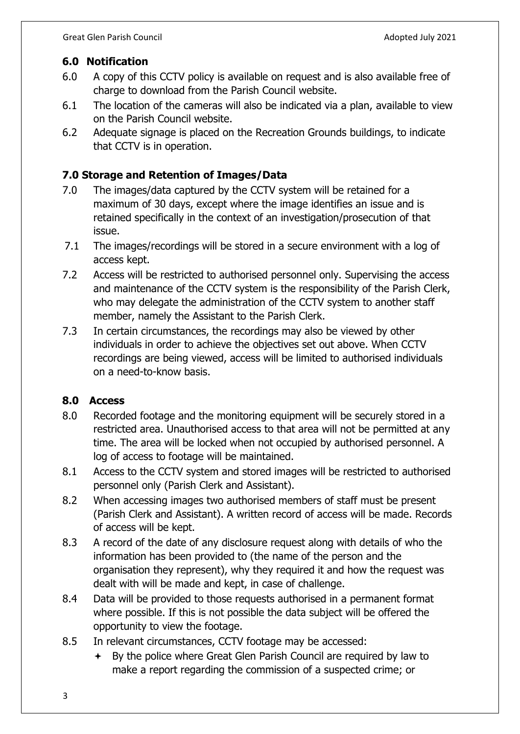## 6.0 Notification

6.0 A copy of this CCTV policy is available on request and is also available free of charge to download from the Parish Council website.

6.1 The location of the cameras will also be indicated via a plan, available to view on the Parish Council website.

6.2 Adequate signage is placed on the Recreation Grounds buildings, to indicate that CCTV is in operation.

## 7.0 Storage and Retention of Images/Data

7.0 The images/data captured by the CCTV system will be retained for a maximum of 30 days, except where the image identifies an issue and is retained specifically in the context of an investigation/prosecution of that issue.

7.1 The images/recordings will be stored in a secure environment with a log of access kept.

7.2 Access will be restricted to authorised personnel only. Supervising the access and maintenance of the CCTV system is the responsibility of the Parish Clerk, who may delegate the administration of the CCTV system to another staff member, namely the Assistant to the Parish Clerk.

7.3 In certain circumstances, the recordings may also be viewed by other individuals in order to achieve the objectives set out above. When CCTV recordings are being viewed, access will be limited to authorised individuals on a need-to-know basis.

## 8.0 Access

8.0 Recorded footage and the monitoring equipment will be securely stored in a restricted area. Unauthorised access to that area will not be permitted at any time. The area will be locked when not occupied by authorised personnel. A log of access to footage will be maintained.

8.1 Access to the CCTV system and stored images will be restricted to authorised personnel only (Parish Clerk and Assistant).

8.2 When accessing images two authorised members of staff must be present (Parish Clerk and Assistant). A written record of access will be made. Records of access will be kept.

8.3 A record of the date of any disclosure request along with details of who the information has been provided to (the name of the person and the organisation they represent), why they required it and how the request was dealt with will be made and kept, in case of challenge.

8.4 Data will be provided to those requests authorised in a permanent format where possible. If this is not possible the data subject will be offered the opportunity to view the footage.

8.5 In relevant circumstances, CCTV footage may be accessed:

- By the police where Great Glen Parish Council are required by law to make a report regarding the commission of a suspected crime; or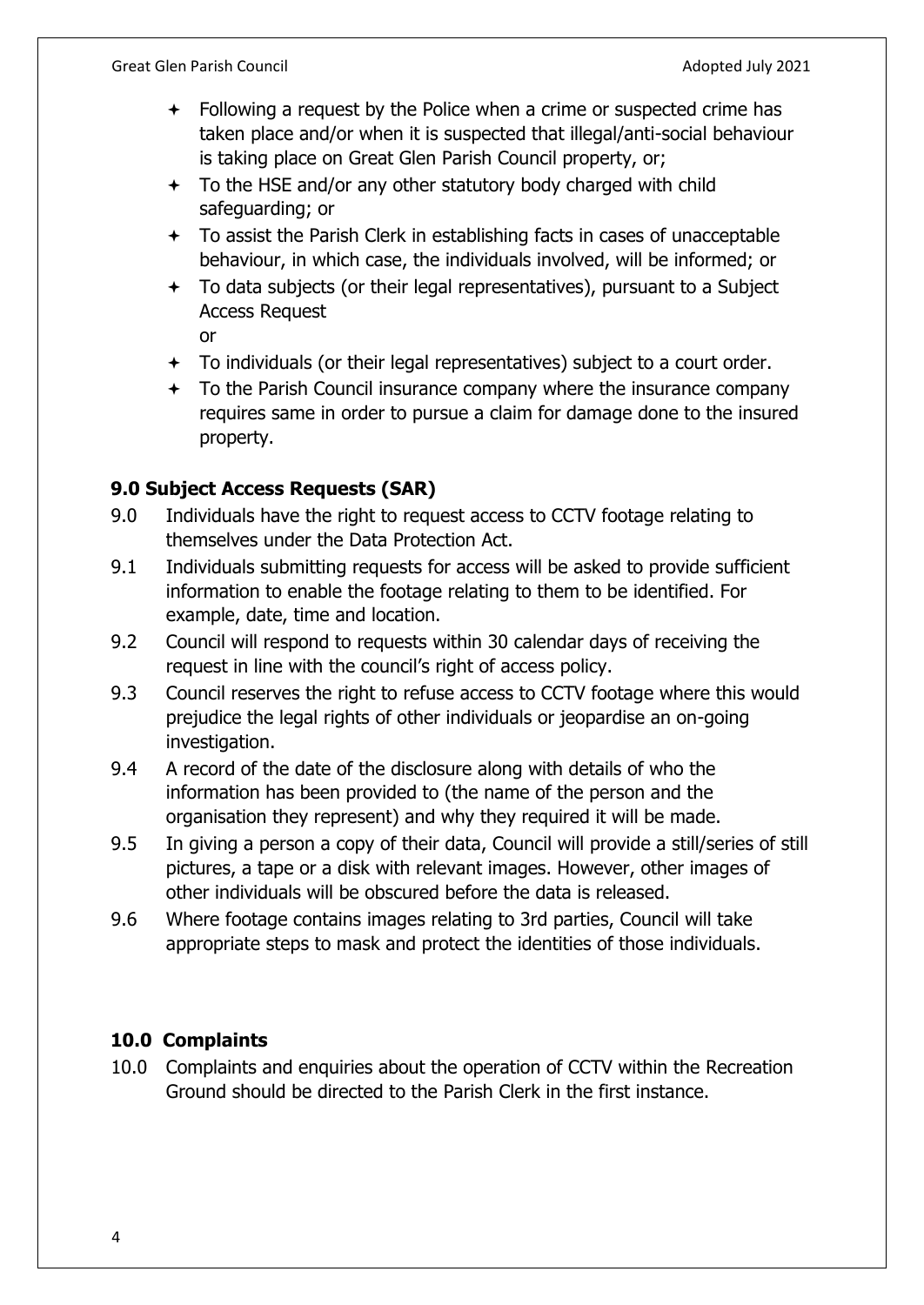- Following a request by the Police when a crime or suspected crime has taken place and/or when it is suspected that illegal/anti-social behaviour is taking place on Great Glen Parish Council property, or;
- To the HSE and/or any other statutory body charged with child safeguarding; or
- To assist the Parish Clerk in establishing facts in cases of unacceptable behaviour, in which case, the individuals involved, will be informed; or
- To data subjects (or their legal representatives), pursuant to a Subject Access Request
  or
- To individuals (or their legal representatives) subject to a court order.
- To the Parish Council insurance company where the insurance company requires same in order to pursue a claim for damage done to the insured property.

## 9.0 Subject Access Requests (SAR)

9.0 Individuals have the right to request access to CCTV footage relating to themselves under the Data Protection Act.

9.1 Individuals submitting requests for access will be asked to provide sufficient information to enable the footage relating to them to be identified. For example, date, time and location.

9.2 Council will respond to requests within 30 calendar days of receiving the request in line with the council's right of access policy.

9.3 Council reserves the right to refuse access to CCTV footage where this would prejudice the legal rights of other individuals or jeopardise an on-going investigation.

9.4 A record of the date of the disclosure along with details of who the information has been provided to (the name of the person and the organisation they represent) and why they required it will be made.

9.5 In giving a person a copy of their data, Council will provide a still/series of still pictures, a tape or a disk with relevant images. However, other images of other individuals will be obscured before the data is released.

9.6 Where footage contains images relating to 3rd parties, Council will take appropriate steps to mask and protect the identities of those individuals.

## 10.0 Complaints

10.0 Complaints and enquiries about the operation of CCTV within the Recreation Ground should be directed to the Parish Clerk in the first instance.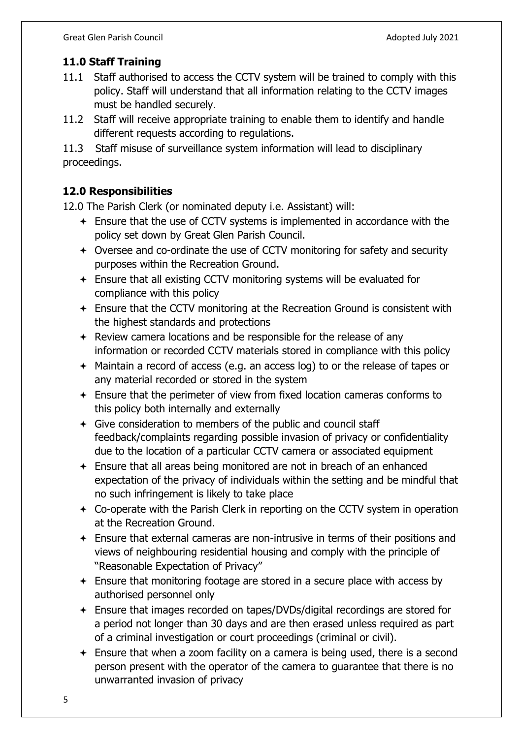## 11.0 Staff Training

11.1 Staff authorised to access the CCTV system will be trained to comply with this policy. Staff will understand that all information relating to the CCTV images must be handled securely.

11.2 Staff will receive appropriate training to enable them to identify and handle different requests according to regulations.

11.3 Staff misuse of surveillance system information will lead to disciplinary proceedings.

## 12.0 Responsibilities

12.0 The Parish Clerk (or nominated deputy i.e. Assistant) will:

- Ensure that the use of CCTV systems is implemented in accordance with the policy set down by Great Glen Parish Council.
- Oversee and co-ordinate the use of CCTV monitoring for safety and security purposes within the Recreation Ground.
- Ensure that all existing CCTV monitoring systems will be evaluated for compliance with this policy
- Ensure that the CCTV monitoring at the Recreation Ground is consistent with the highest standards and protections
- Review camera locations and be responsible for the release of any information or recorded CCTV materials stored in compliance with this policy
- Maintain a record of access (e.g. an access log) to or the release of tapes or any material recorded or stored in the system
- Ensure that the perimeter of view from fixed location cameras conforms to this policy both internally and externally
- Give consideration to members of the public and council staff feedback/complaints regarding possible invasion of privacy or confidentiality due to the location of a particular CCTV camera or associated equipment
- Ensure that all areas being monitored are not in breach of an enhanced expectation of the privacy of individuals within the setting and be mindful that no such infringement is likely to take place
- Co-operate with the Parish Clerk in reporting on the CCTV system in operation at the Recreation Ground.
- Ensure that external cameras are non-intrusive in terms of their positions and views of neighbouring residential housing and comply with the principle of "Reasonable Expectation of Privacy"
- Ensure that monitoring footage are stored in a secure place with access by authorised personnel only
- Ensure that images recorded on tapes/DVDs/digital recordings are stored for a period not longer than 30 days and are then erased unless required as part of a criminal investigation or court proceedings (criminal or civil).
- Ensure that when a zoom facility on a camera is being used, there is a second person present with the operator of the camera to guarantee that there is no unwarranted invasion of privacy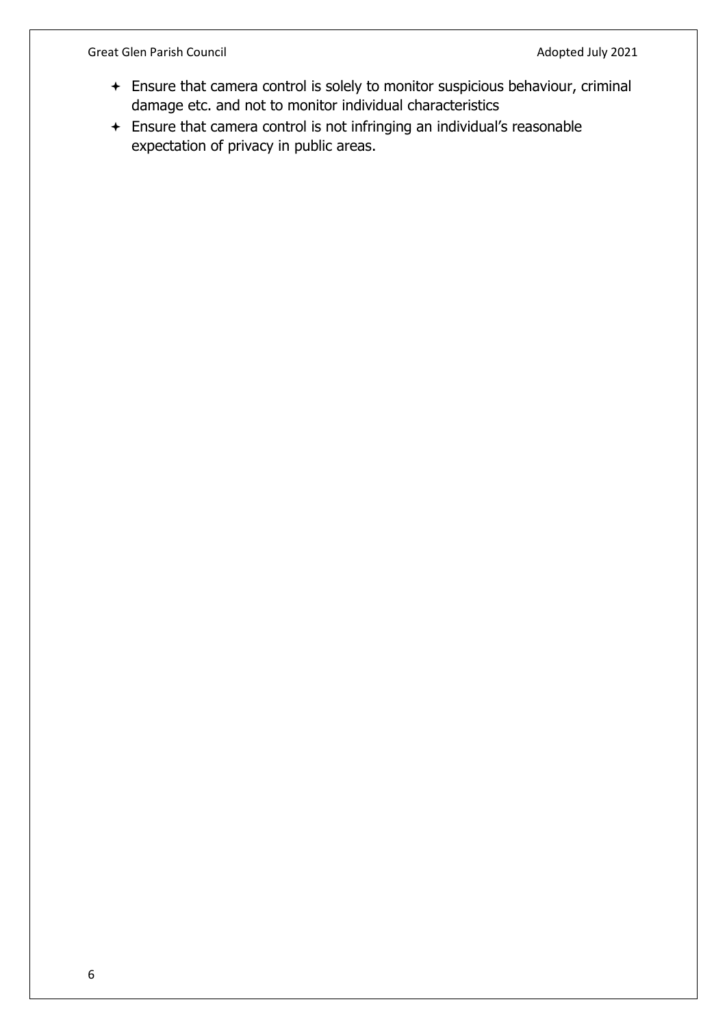- Ensure that camera control is solely to monitor suspicious behaviour, criminal damage etc. and not to monitor individual characteristics
- Ensure that camera control is not infringing an individual's reasonable expectation of privacy in public areas.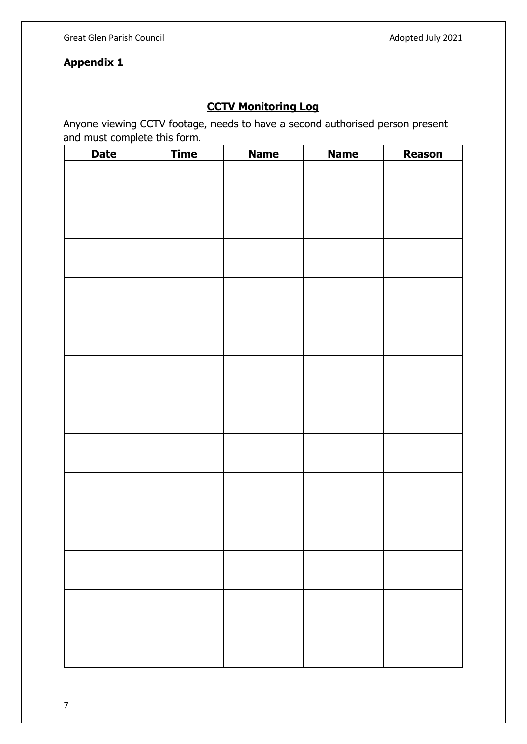## Appendix 1

### CCTV Monitoring Log

Anyone viewing CCTV footage, needs to have a second authorised person present and must complete this form.

| Date | Time | Name | Name | Reason |
| --- | --- | --- | --- | --- |
| | | | | |
| | | | | |
| | | | | |
| | | | | |
| | | | | |
| | | | | |
| | | | | |
| | | | | |
| | | | | |
| | | | | |
| | | | | |
| | | | | |
| | | | | |